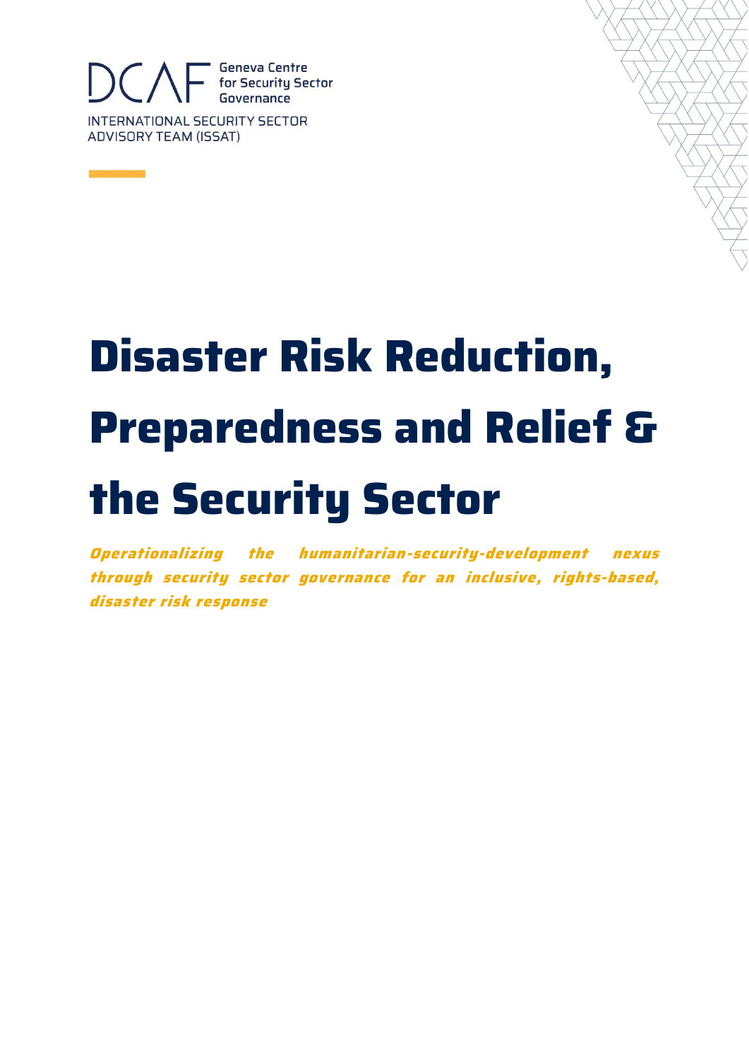DCAF Geneva Centre for Security Sector Governance

INTERNATIONAL SECURITY SECTOR ADVISORY TEAM (ISSAT)

# Disaster Risk Reduction, Preparedness and Relief & the Security Sector

***Operationalizing the humanitarian-security-development nexus through security sector governance for an inclusive, rights-based, disaster risk response***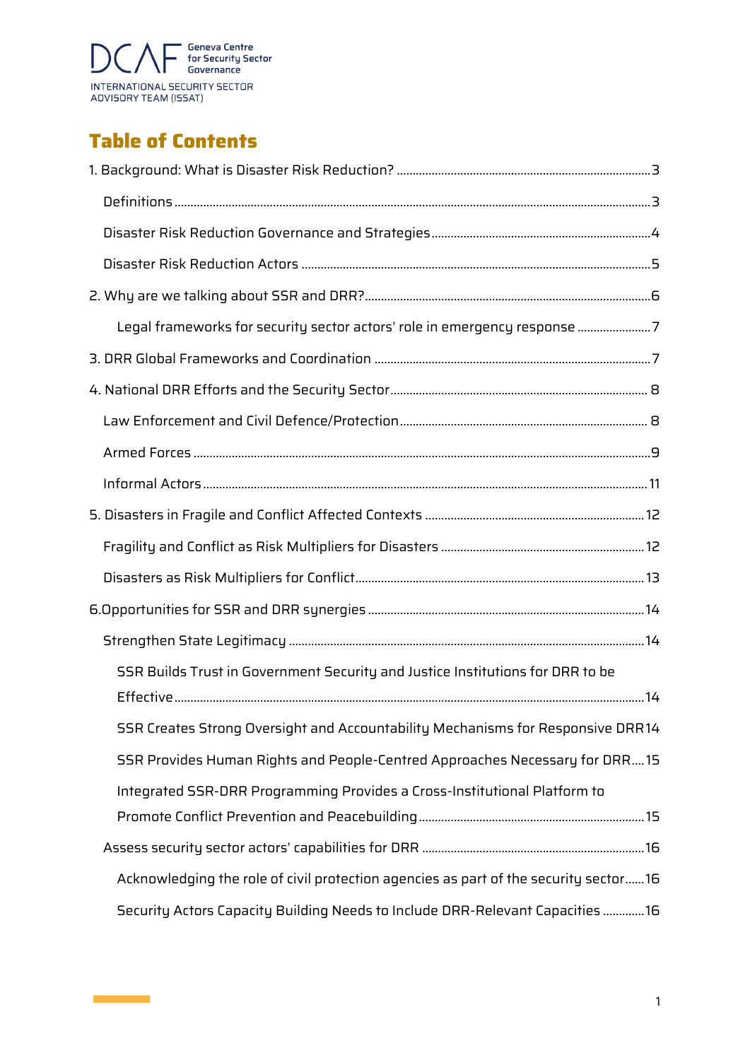DCAF Geneva Centre for Security Sector Governance

INTERNATIONAL SECURITY SECTOR ADVISORY TEAM (ISSAT)

# Table of Contents

1. Background: What is Disaster Risk Reduction? ..... 3
   - Definitions ..... 3
   - Disaster Risk Reduction Governance and Strategies ..... 4
   - Disaster Risk Reduction Actors ..... 5
2. Why are we talking about SSR and DRR? ..... 6
   - Legal frameworks for security sector actors' role in emergency response ..... 7
3. DRR Global Frameworks and Coordination ..... 7
4. National DRR Efforts and the Security Sector ..... 8
   - Law Enforcement and Civil Defence/Protection ..... 8
   - Armed Forces ..... 9
   - Informal Actors ..... 11
5. Disasters in Fragile and Conflict Affected Contexts ..... 12
   - Fragility and Conflict as Risk Multipliers for Disasters ..... 12
   - Disasters as Risk Multipliers for Conflict ..... 13
6. Opportunities for SSR and DRR synergies ..... 14
   - Strengthen State Legitimacy ..... 14
     - SSR Builds Trust in Government Security and Justice Institutions for DRR to be Effective ..... 14
     - SSR Creates Strong Oversight and Accountability Mechanisms for Responsive DRR ..... 14
     - SSR Provides Human Rights and People-Centred Approaches Necessary for DRR ..... 15
     - Integrated SSR-DRR Programming Provides a Cross-Institutional Platform to Promote Conflict Prevention and Peacebuilding ..... 15
   - Assess security sector actors' capabilities for DRR ..... 16
     - Acknowledging the role of civil protection agencies as part of the security sector ..... 16
     - Security Actors Capacity Building Needs to Include DRR-Relevant Capacities ..... 16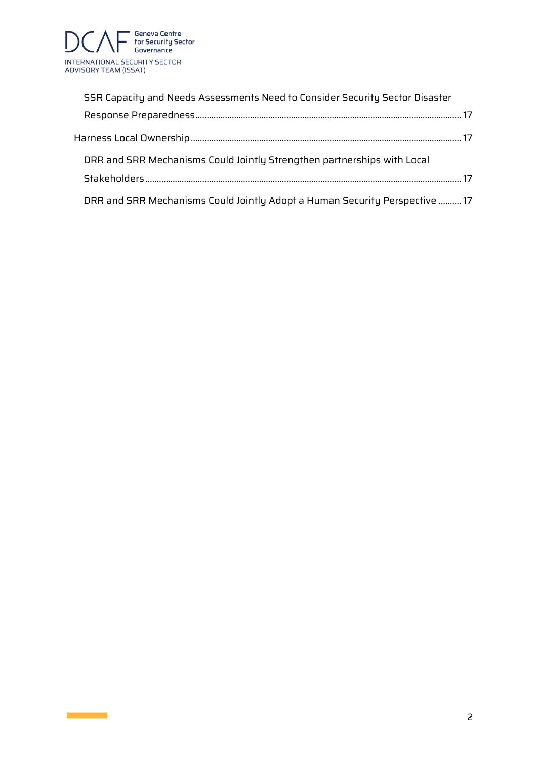SSR Capacity and Needs Assessments Need to Consider Security Sector Disaster Response Preparedness ... 17

Harness Local Ownership ... 17

DRR and SRR Mechanisms Could Jointly Strengthen partnerships with Local Stakeholders ... 17

DRR and SRR Mechanisms Could Jointly Adopt a Human Security Perspective ... 17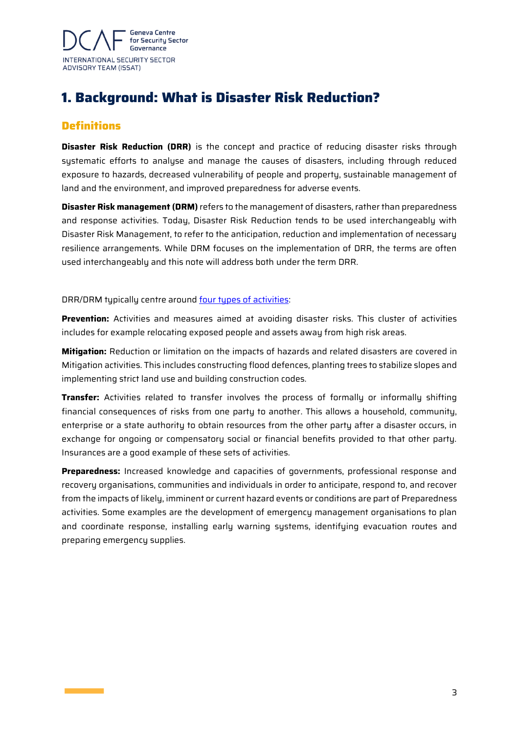# 1. Background: What is Disaster Risk Reduction?

## Definitions

**Disaster Risk Reduction (DRR)** is the concept and practice of reducing disaster risks through systematic efforts to analyse and manage the causes of disasters, including through reduced exposure to hazards, decreased vulnerability of people and property, sustainable management of land and the environment, and improved preparedness for adverse events.

**Disaster Risk management (DRM)** refers to the management of disasters, rather than preparedness and response activities. Today, Disaster Risk Reduction tends to be used interchangeably with Disaster Risk Management, to refer to the anticipation, reduction and implementation of necessary resilience arrangements. While DRM focuses on the implementation of DRR, the terms are often used interchangeably and this note will address both under the term DRR.

DRR/DRM typically centre around four types of activities:

**Prevention:** Activities and measures aimed at avoiding disaster risks. This cluster of activities includes for example relocating exposed people and assets away from high risk areas.

**Mitigation:** Reduction or limitation on the impacts of hazards and related disasters are covered in Mitigation activities. This includes constructing flood defences, planting trees to stabilize slopes and implementing strict land use and building construction codes.

**Transfer:** Activities related to transfer involves the process of formally or informally shifting financial consequences of risks from one party to another. This allows a household, community, enterprise or a state authority to obtain resources from the other party after a disaster occurs, in exchange for ongoing or compensatory social or financial benefits provided to that other party. Insurances are a good example of these sets of activities.

**Preparedness:** Increased knowledge and capacities of governments, professional response and recovery organisations, communities and individuals in order to anticipate, respond to, and recover from the impacts of likely, imminent or current hazard events or conditions are part of Preparedness activities. Some examples are the development of emergency management organisations to plan and coordinate response, installing early warning systems, identifying evacuation routes and preparing emergency supplies.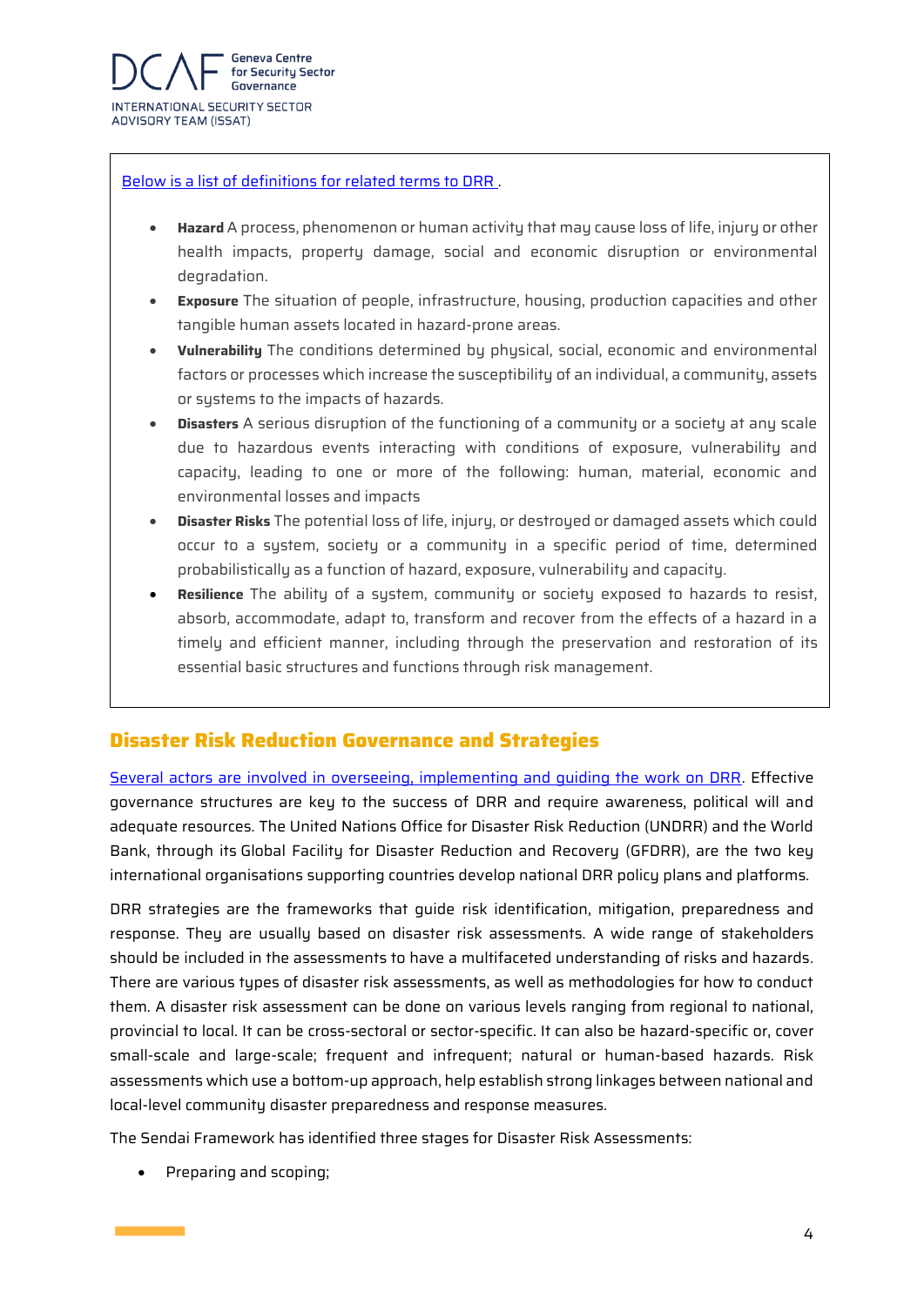Below is a list of definitions for related terms to DRR .

- **Hazard** A process, phenomenon or human activity that may cause loss of life, injury or other health impacts, property damage, social and economic disruption or environmental degradation.
- **Exposure** The situation of people, infrastructure, housing, production capacities and other tangible human assets located in hazard-prone areas.
- **Vulnerability** The conditions determined by physical, social, economic and environmental factors or processes which increase the susceptibility of an individual, a community, assets or systems to the impacts of hazards.
- **Disasters** A serious disruption of the functioning of a community or a society at any scale due to hazardous events interacting with conditions of exposure, vulnerability and capacity, leading to one or more of the following: human, material, economic and environmental losses and impacts
- **Disaster Risks** The potential loss of life, injury, or destroyed or damaged assets which could occur to a system, society or a community in a specific period of time, determined probabilistically as a function of hazard, exposure, vulnerability and capacity.
- **Resilience** The ability of a system, community or society exposed to hazards to resist, absorb, accommodate, adapt to, transform and recover from the effects of a hazard in a timely and efficient manner, including through the preservation and restoration of its essential basic structures and functions through risk management.

## Disaster Risk Reduction Governance and Strategies

Several actors are involved in overseeing, implementing and guiding the work on DRR. Effective governance structures are key to the success of DRR and require awareness, political will and adequate resources. The United Nations Office for Disaster Risk Reduction (UNDRR) and the World Bank, through its Global Facility for Disaster Reduction and Recovery (GFDRR), are the two key international organisations supporting countries develop national DRR policy plans and platforms.

DRR strategies are the frameworks that guide risk identification, mitigation, preparedness and response. They are usually based on disaster risk assessments. A wide range of stakeholders should be included in the assessments to have a multifaceted understanding of risks and hazards. There are various types of disaster risk assessments, as well as methodologies for how to conduct them. A disaster risk assessment can be done on various levels ranging from regional to national, provincial to local. It can be cross-sectoral or sector-specific. It can also be hazard-specific or, cover small-scale and large-scale; frequent and infrequent; natural or human-based hazards. Risk assessments which use a bottom-up approach, help establish strong linkages between national and local-level community disaster preparedness and response measures.

The Sendai Framework has identified three stages for Disaster Risk Assessments:

- Preparing and scoping;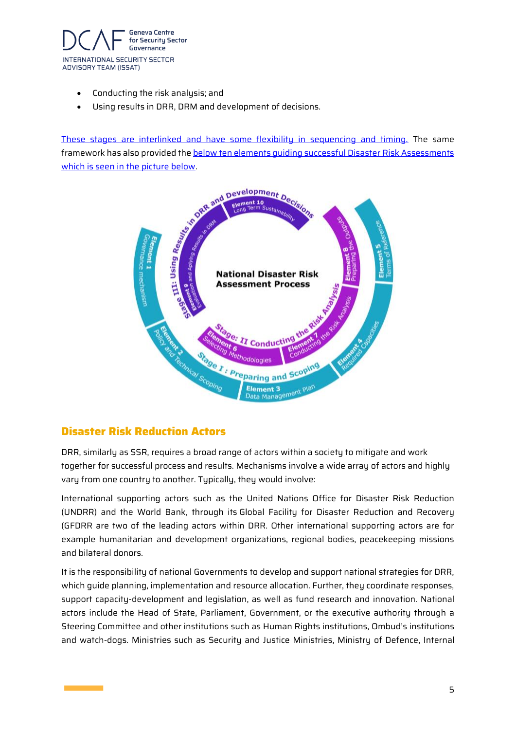- Conducting the risk analysis; and
- Using results in DRR, DRM and development of decisions.

These stages are interlinked and have some flexibility in sequencing and timing. The same framework has also provided the below ten elements guiding successful Disaster Risk Assessments which is seen in the picture below.

## Disaster Risk Reduction Actors

DRR, similarly as SSR, requires a broad range of actors within a society to mitigate and work together for successful process and results. Mechanisms involve a wide array of actors and highly vary from one country to another. Typically, they would involve:

International supporting actors such as the United Nations Office for Disaster Risk Reduction (UNDRR) and the World Bank, through its Global Facility for Disaster Reduction and Recovery (GFDRR are two of the leading actors within DRR. Other international supporting actors are for example humanitarian and development organizations, regional bodies, peacekeeping missions and bilateral donors.

It is the responsibility of national Governments to develop and support national strategies for DRR, which guide planning, implementation and resource allocation. Further, they coordinate responses, support capacity-development and legislation, as well as fund research and innovation. National actors include the Head of State, Parliament, Government, or the executive authority through a Steering Committee and other institutions such as Human Rights institutions, Ombud's institutions and watch-dogs. Ministries such as Security and Justice Ministries, Ministry of Defence, Internal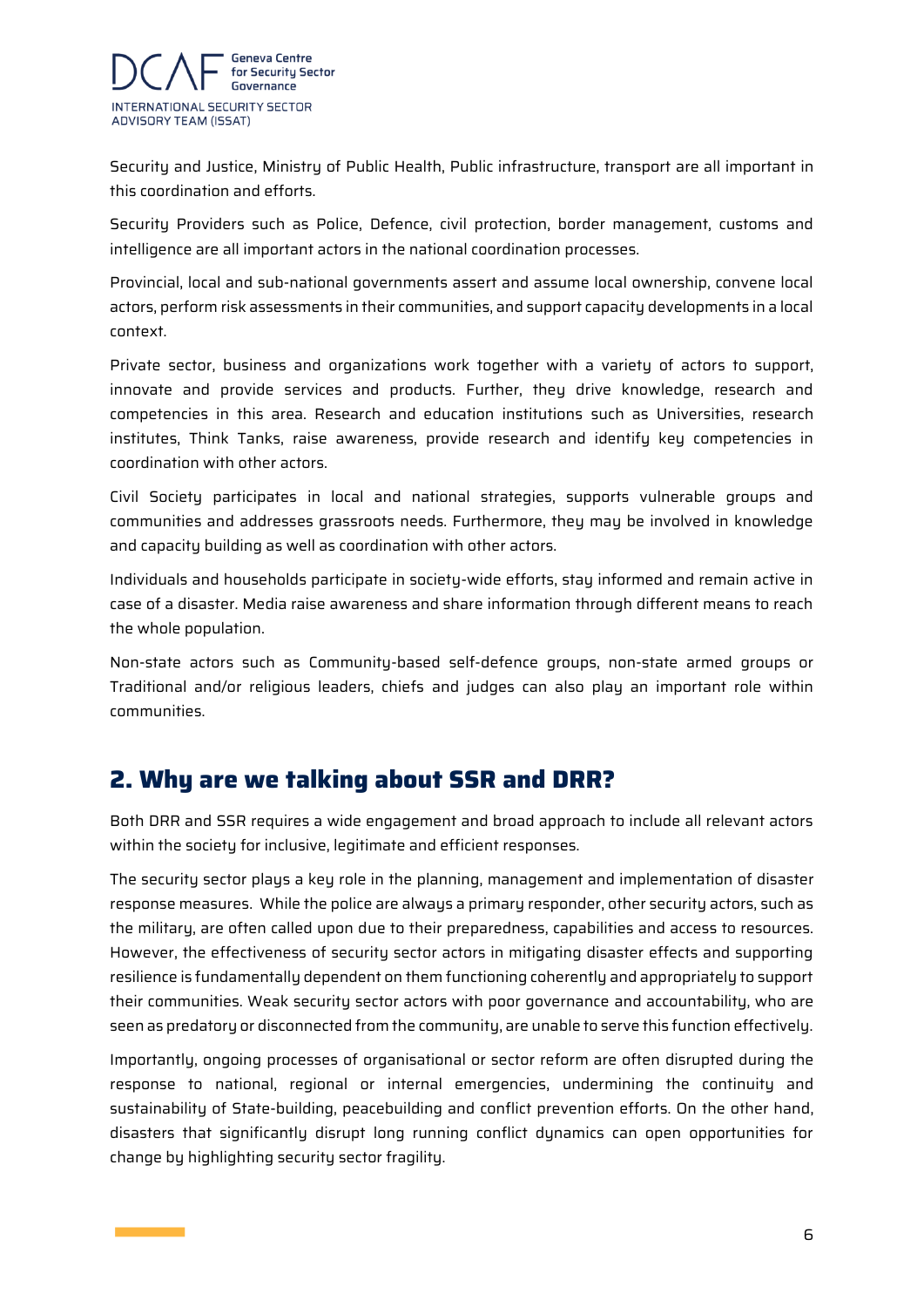Security and Justice, Ministry of Public Health, Public infrastructure, transport are all important in this coordination and efforts.

Security Providers such as Police, Defence, civil protection, border management, customs and intelligence are all important actors in the national coordination processes.

Provincial, local and sub-national governments assert and assume local ownership, convene local actors, perform risk assessments in their communities, and support capacity developments in a local context.

Private sector, business and organizations work together with a variety of actors to support, innovate and provide services and products. Further, they drive knowledge, research and competencies in this area. Research and education institutions such as Universities, research institutes, Think Tanks, raise awareness, provide research and identify key competencies in coordination with other actors.

Civil Society participates in local and national strategies, supports vulnerable groups and communities and addresses grassroots needs. Furthermore, they may be involved in knowledge and capacity building as well as coordination with other actors.

Individuals and households participate in society-wide efforts, stay informed and remain active in case of a disaster. Media raise awareness and share information through different means to reach the whole population.

Non-state actors such as Community-based self-defence groups, non-state armed groups or Traditional and/or religious leaders, chiefs and judges can also play an important role within communities.

## 2. Why are we talking about SSR and DRR?

Both DRR and SSR requires a wide engagement and broad approach to include all relevant actors within the society for inclusive, legitimate and efficient responses.

The security sector plays a key role in the planning, management and implementation of disaster response measures. While the police are always a primary responder, other security actors, such as the military, are often called upon due to their preparedness, capabilities and access to resources. However, the effectiveness of security sector actors in mitigating disaster effects and supporting resilience is fundamentally dependent on them functioning coherently and appropriately to support their communities. Weak security sector actors with poor governance and accountability, who are seen as predatory or disconnected from the community, are unable to serve this function effectively.

Importantly, ongoing processes of organisational or sector reform are often disrupted during the response to national, regional or internal emergencies, undermining the continuity and sustainability of State-building, peacebuilding and conflict prevention efforts. On the other hand, disasters that significantly disrupt long running conflict dynamics can open opportunities for change by highlighting security sector fragility.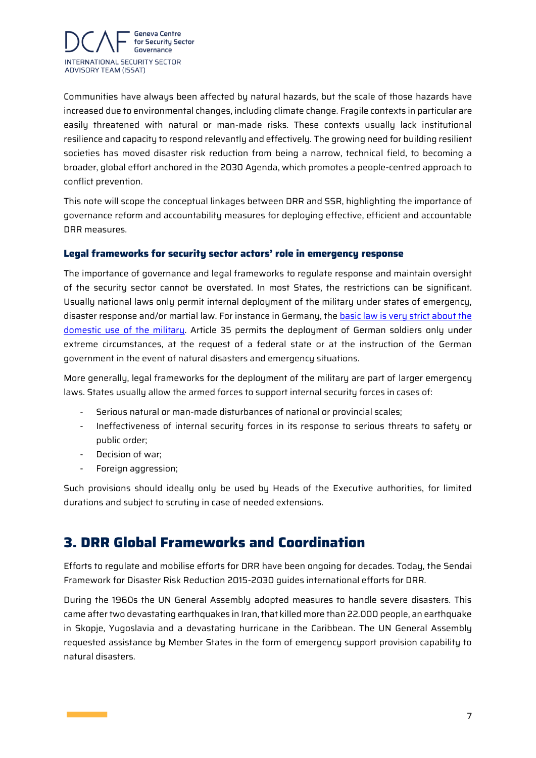Communities have always been affected by natural hazards, but the scale of those hazards have increased due to environmental changes, including climate change. Fragile contexts in particular are easily threatened with natural or man-made risks. These contexts usually lack institutional resilience and capacity to respond relevantly and effectively. The growing need for building resilient societies has moved disaster risk reduction from being a narrow, technical field, to becoming a broader, global effort anchored in the 2030 Agenda, which promotes a people-centred approach to conflict prevention.

This note will scope the conceptual linkages between DRR and SSR, highlighting the importance of governance reform and accountability measures for deploying effective, efficient and accountable DRR measures.

### Legal frameworks for security sector actors' role in emergency response

The importance of governance and legal frameworks to regulate response and maintain oversight of the security sector cannot be overstated. In most States, the restrictions can be significant. Usually national laws only permit internal deployment of the military under states of emergency, disaster response and/or martial law. For instance in Germany, the basic law is very strict about the domestic use of the military. Article 35 permits the deployment of German soldiers only under extreme circumstances, at the request of a federal state or at the instruction of the German government in the event of natural disasters and emergency situations.

More generally, legal frameworks for the deployment of the military are part of larger emergency laws. States usually allow the armed forces to support internal security forces in cases of:

- Serious natural or man-made disturbances of national or provincial scales;
- Ineffectiveness of internal security forces in its response to serious threats to safety or public order;
- Decision of war;
- Foreign aggression;

Such provisions should ideally only be used by Heads of the Executive authorities, for limited durations and subject to scrutiny in case of needed extensions.

## 3. DRR Global Frameworks and Coordination

Efforts to regulate and mobilise efforts for DRR have been ongoing for decades. Today, the Sendai Framework for Disaster Risk Reduction 2015-2030 guides international efforts for DRR.

During the 1960s the UN General Assembly adopted measures to handle severe disasters. This came after two devastating earthquakes in Iran, that killed more than 22.000 people, an earthquake in Skopje, Yugoslavia and a devastating hurricane in the Caribbean. The UN General Assembly requested assistance by Member States in the form of emergency support provision capability to natural disasters.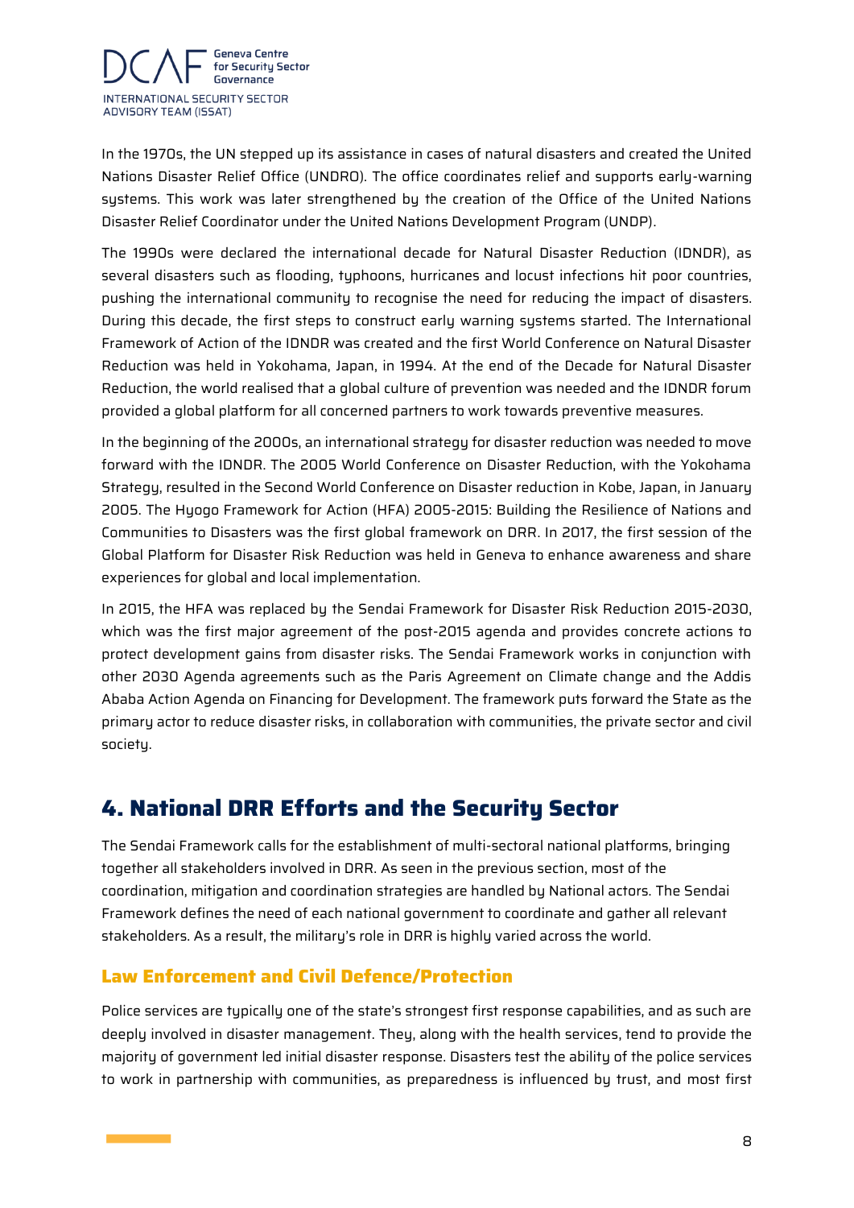In the 1970s, the UN stepped up its assistance in cases of natural disasters and created the United Nations Disaster Relief Office (UNDRO). The office coordinates relief and supports early-warning systems. This work was later strengthened by the creation of the Office of the United Nations Disaster Relief Coordinator under the United Nations Development Program (UNDP).

The 1990s were declared the international decade for Natural Disaster Reduction (IDNDR), as several disasters such as flooding, typhoons, hurricanes and locust infections hit poor countries, pushing the international community to recognise the need for reducing the impact of disasters. During this decade, the first steps to construct early warning systems started. The International Framework of Action of the IDNDR was created and the first World Conference on Natural Disaster Reduction was held in Yokohama, Japan, in 1994. At the end of the Decade for Natural Disaster Reduction, the world realised that a global culture of prevention was needed and the IDNDR forum provided a global platform for all concerned partners to work towards preventive measures.

In the beginning of the 2000s, an international strategy for disaster reduction was needed to move forward with the IDNDR. The 2005 World Conference on Disaster Reduction, with the Yokohama Strategy, resulted in the Second World Conference on Disaster reduction in Kobe, Japan, in January 2005. The Hyogo Framework for Action (HFA) 2005-2015: Building the Resilience of Nations and Communities to Disasters was the first global framework on DRR. In 2017, the first session of the Global Platform for Disaster Risk Reduction was held in Geneva to enhance awareness and share experiences for global and local implementation.

In 2015, the HFA was replaced by the Sendai Framework for Disaster Risk Reduction 2015-2030, which was the first major agreement of the post-2015 agenda and provides concrete actions to protect development gains from disaster risks. The Sendai Framework works in conjunction with other 2030 Agenda agreements such as the Paris Agreement on Climate change and the Addis Ababa Action Agenda on Financing for Development. The framework puts forward the State as the primary actor to reduce disaster risks, in collaboration with communities, the private sector and civil society.

# 4. National DRR Efforts and the Security Sector

The Sendai Framework calls for the establishment of multi-sectoral national platforms, bringing together all stakeholders involved in DRR. As seen in the previous section, most of the coordination, mitigation and coordination strategies are handled by National actors. The Sendai Framework defines the need of each national government to coordinate and gather all relevant stakeholders. As a result, the military's role in DRR is highly varied across the world.

## Law Enforcement and Civil Defence/Protection

Police services are typically one of the state's strongest first response capabilities, and as such are deeply involved in disaster management. They, along with the health services, tend to provide the majority of government led initial disaster response. Disasters test the ability of the police services to work in partnership with communities, as preparedness is influenced by trust, and most first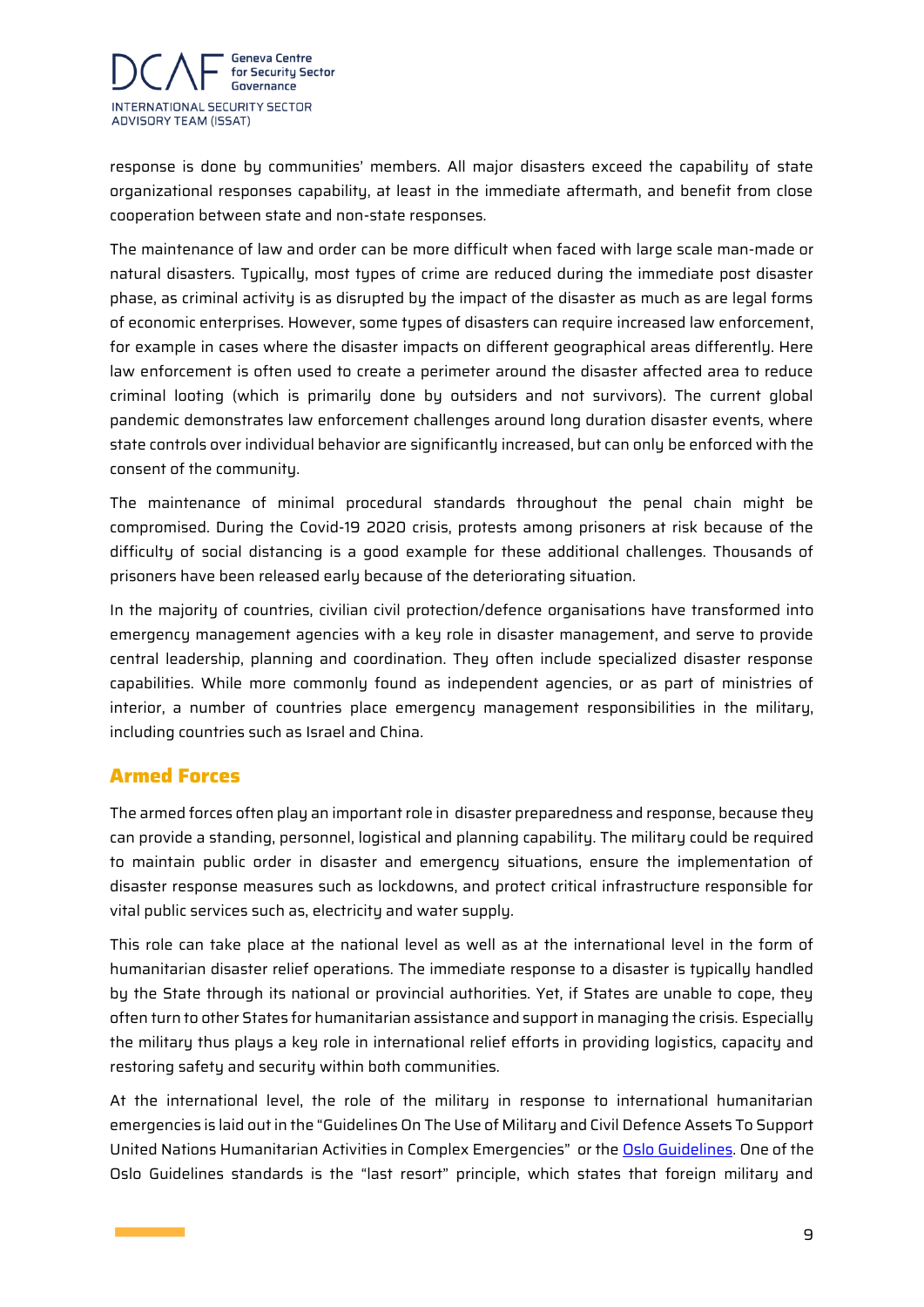response is done by communities' members. All major disasters exceed the capability of state organizational responses capability, at least in the immediate aftermath, and benefit from close cooperation between state and non-state responses.

The maintenance of law and order can be more difficult when faced with large scale man-made or natural disasters. Typically, most types of crime are reduced during the immediate post disaster phase, as criminal activity is as disrupted by the impact of the disaster as much as are legal forms of economic enterprises. However, some types of disasters can require increased law enforcement, for example in cases where the disaster impacts on different geographical areas differently. Here law enforcement is often used to create a perimeter around the disaster affected area to reduce criminal looting (which is primarily done by outsiders and not survivors). The current global pandemic demonstrates law enforcement challenges around long duration disaster events, where state controls over individual behavior are significantly increased, but can only be enforced with the consent of the community.

The maintenance of minimal procedural standards throughout the penal chain might be compromised. During the Covid-19 2020 crisis, protests among prisoners at risk because of the difficulty of social distancing is a good example for these additional challenges. Thousands of prisoners have been released early because of the deteriorating situation.

In the majority of countries, civilian civil protection/defence organisations have transformed into emergency management agencies with a key role in disaster management, and serve to provide central leadership, planning and coordination. They often include specialized disaster response capabilities. While more commonly found as independent agencies, or as part of ministries of interior, a number of countries place emergency management responsibilities in the military, including countries such as Israel and China.

## Armed Forces

The armed forces often play an important role in disaster preparedness and response, because they can provide a standing, personnel, logistical and planning capability. The military could be required to maintain public order in disaster and emergency situations, ensure the implementation of disaster response measures such as lockdowns, and protect critical infrastructure responsible for vital public services such as, electricity and water supply.

This role can take place at the national level as well as at the international level in the form of humanitarian disaster relief operations. The immediate response to a disaster is typically handled by the State through its national or provincial authorities. Yet, if States are unable to cope, they often turn to other States for humanitarian assistance and support in managing the crisis. Especially the military thus plays a key role in international relief efforts in providing logistics, capacity and restoring safety and security within both communities.

At the international level, the role of the military in response to international humanitarian emergencies is laid out in the "Guidelines On The Use of Military and Civil Defence Assets To Support United Nations Humanitarian Activities in Complex Emergencies" or the Oslo Guidelines. One of the Oslo Guidelines standards is the "last resort" principle, which states that foreign military and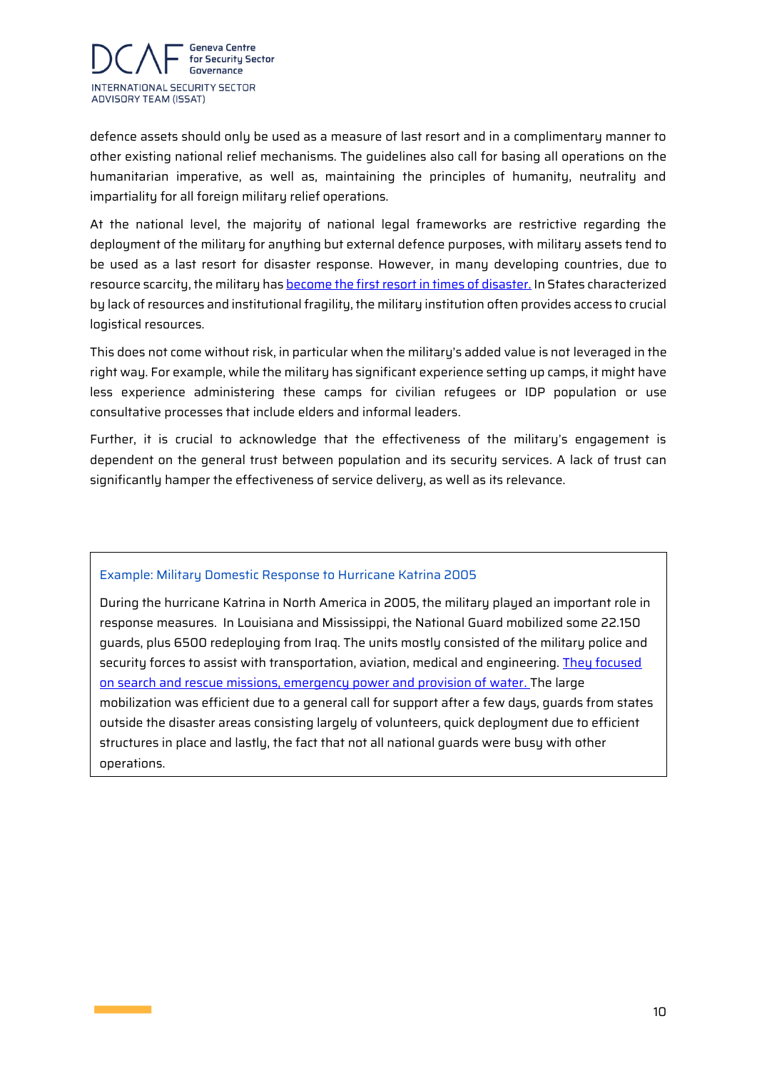defence assets should only be used as a measure of last resort and in a complimentary manner to other existing national relief mechanisms. The guidelines also call for basing all operations on the humanitarian imperative, as well as, maintaining the principles of humanity, neutrality and impartiality for all foreign military relief operations.

At the national level, the majority of national legal frameworks are restrictive regarding the deployment of the military for anything but external defence purposes, with military assets tend to be used as a last resort for disaster response. However, in many developing countries, due to resource scarcity, the military has become the first resort in times of disaster. In States characterized by lack of resources and institutional fragility, the military institution often provides access to crucial logistical resources.

This does not come without risk, in particular when the military's added value is not leveraged in the right way. For example, while the military has significant experience setting up camps, it might have less experience administering these camps for civilian refugees or IDP population or use consultative processes that include elders and informal leaders.

Further, it is crucial to acknowledge that the effectiveness of the military's engagement is dependent on the general trust between population and its security services. A lack of trust can significantly hamper the effectiveness of service delivery, as well as its relevance.

> **Example: Military Domestic Response to Hurricane Katrina 2005**
>
> During the hurricane Katrina in North America in 2005, the military played an important role in response measures. In Louisiana and Mississippi, the National Guard mobilized some 22.150 guards, plus 6500 redeploying from Iraq. The units mostly consisted of the military police and security forces to assist with transportation, aviation, medical and engineering. They focused on search and rescue missions, emergency power and provision of water. The large mobilization was efficient due to a general call for support after a few days, guards from states outside the disaster areas consisting largely of volunteers, quick deployment due to efficient structures in place and lastly, the fact that not all national guards were busy with other operations.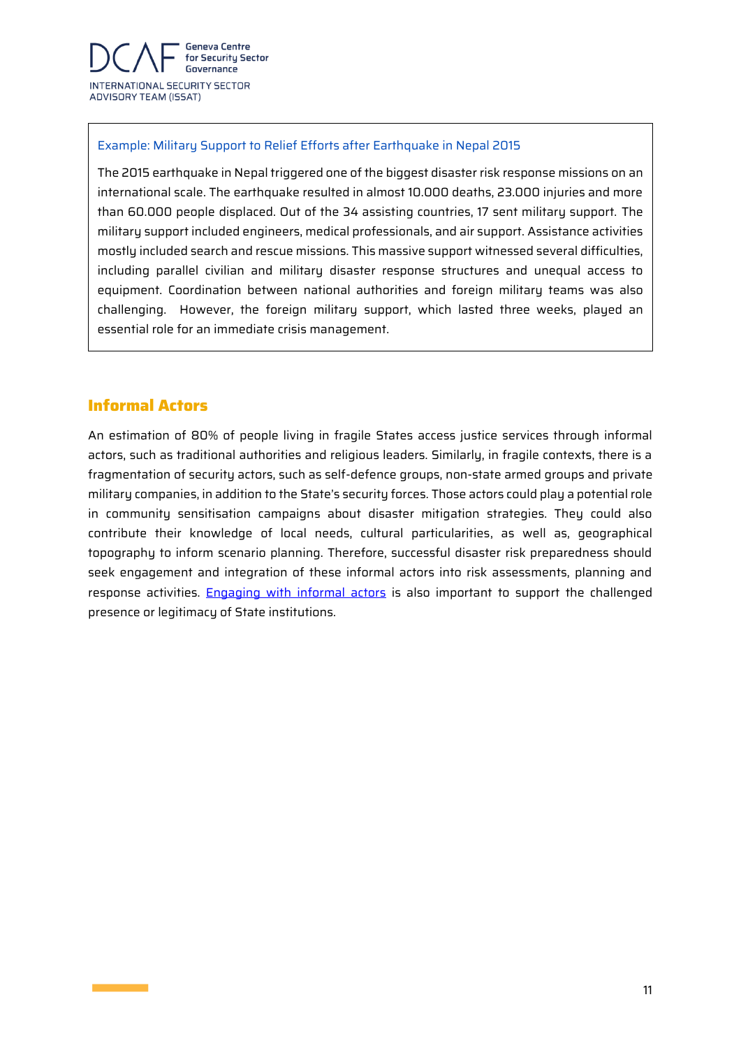**Example: Military Support to Relief Efforts after Earthquake in Nepal 2015**

The 2015 earthquake in Nepal triggered one of the biggest disaster risk response missions on an international scale. The earthquake resulted in almost 10.000 deaths, 23.000 injuries and more than 60.000 people displaced. Out of the 34 assisting countries, 17 sent military support. The military support included engineers, medical professionals, and air support. Assistance activities mostly included search and rescue missions. This massive support witnessed several difficulties, including parallel civilian and military disaster response structures and unequal access to equipment. Coordination between national authorities and foreign military teams was also challenging. However, the foreign military support, which lasted three weeks, played an essential role for an immediate crisis management.

## Informal Actors

An estimation of 80% of people living in fragile States access justice services through informal actors, such as traditional authorities and religious leaders. Similarly, in fragile contexts, there is a fragmentation of security actors, such as self-defence groups, non-state armed groups and private military companies, in addition to the State's security forces. Those actors could play a potential role in community sensitisation campaigns about disaster mitigation strategies. They could also contribute their knowledge of local needs, cultural particularities, as well as, geographical topography to inform scenario planning. Therefore, successful disaster risk preparedness should seek engagement and integration of these informal actors into risk assessments, planning and response activities. Engaging with informal actors is also important to support the challenged presence or legitimacy of State institutions.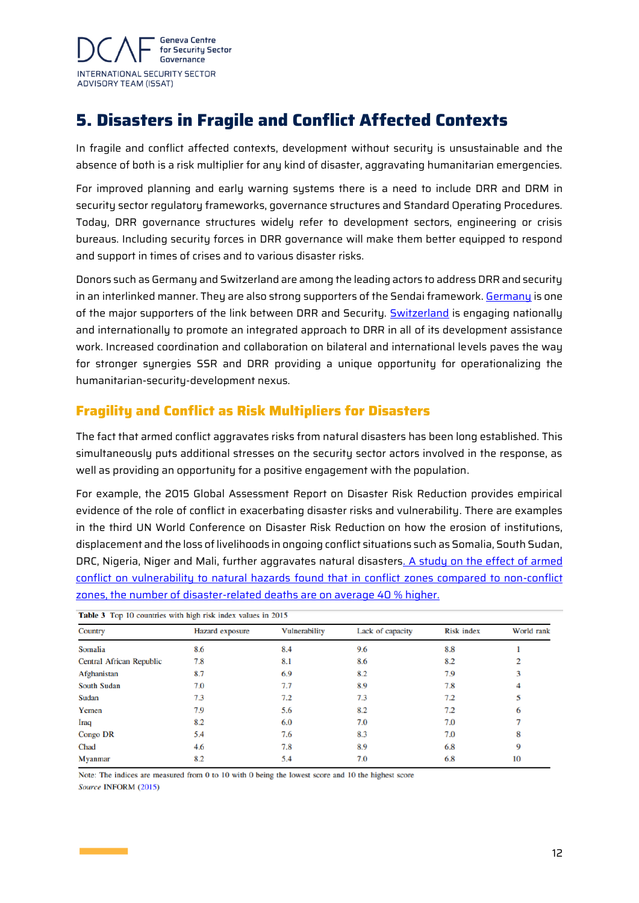# 5. Disasters in Fragile and Conflict Affected Contexts

In fragile and conflict affected contexts, development without security is unsustainable and the absence of both is a risk multiplier for any kind of disaster, aggravating humanitarian emergencies.

For improved planning and early warning systems there is a need to include DRR and DRM in security sector regulatory frameworks, governance structures and Standard Operating Procedures. Today, DRR governance structures widely refer to development sectors, engineering or crisis bureaus. Including security forces in DRR governance will make them better equipped to respond and support in times of crises and to various disaster risks.

Donors such as Germany and Switzerland are among the leading actors to address DRR and security in an interlinked manner. They are also strong supporters of the Sendai framework. Germany is one of the major supporters of the link between DRR and Security. Switzerland is engaging nationally and internationally to promote an integrated approach to DRR in all of its development assistance work. Increased coordination and collaboration on bilateral and international levels paves the way for stronger synergies SSR and DRR providing a unique opportunity for operationalizing the humanitarian-security-development nexus.

## Fragility and Conflict as Risk Multipliers for Disasters

The fact that armed conflict aggravates risks from natural disasters has been long established. This simultaneously puts additional stresses on the security sector actors involved in the response, as well as providing an opportunity for a positive engagement with the population.

For example, the 2015 Global Assessment Report on Disaster Risk Reduction provides empirical evidence of the role of conflict in exacerbating disaster risks and vulnerability. There are examples in the third UN World Conference on Disaster Risk Reduction on how the erosion of institutions, displacement and the loss of livelihoods in ongoing conflict situations such as Somalia, South Sudan, DRC, Nigeria, Niger and Mali, further aggravates natural disasters. A study on the effect of armed conflict on vulnerability to natural hazards found that in conflict zones compared to non-conflict zones, the number of disaster-related deaths are on average 40 % higher.

**Table 3** Top 10 countries with high risk index values in 2015

| Country | Hazard exposure | Vulnerability | Lack of capacity | Risk index | World rank |
|---|---|---|---|---|---|
| Somalia | 8.6 | 8.4 | 9.6 | 8.8 | 1 |
| Central African Republic | 7.8 | 8.1 | 8.6 | 8.2 | 2 |
| Afghanistan | 8.7 | 6.9 | 8.2 | 7.9 | 3 |
| South Sudan | 7.0 | 7.7 | 8.9 | 7.8 | 4 |
| Sudan | 7.3 | 7.2 | 7.3 | 7.2 | 5 |
| Yemen | 7.9 | 5.6 | 8.2 | 7.2 | 6 |
| Iraq | 8.2 | 6.0 | 7.0 | 7.0 | 7 |
| Congo DR | 5.4 | 7.6 | 8.3 | 7.0 | 8 |
| Chad | 4.6 | 7.8 | 8.9 | 6.8 | 9 |
| Myanmar | 8.2 | 5.4 | 7.0 | 6.8 | 10 |

Note: The indices are measured from 0 to 10 with 0 being the lowest score and 10 the highest score

*Source* INFORM (2015)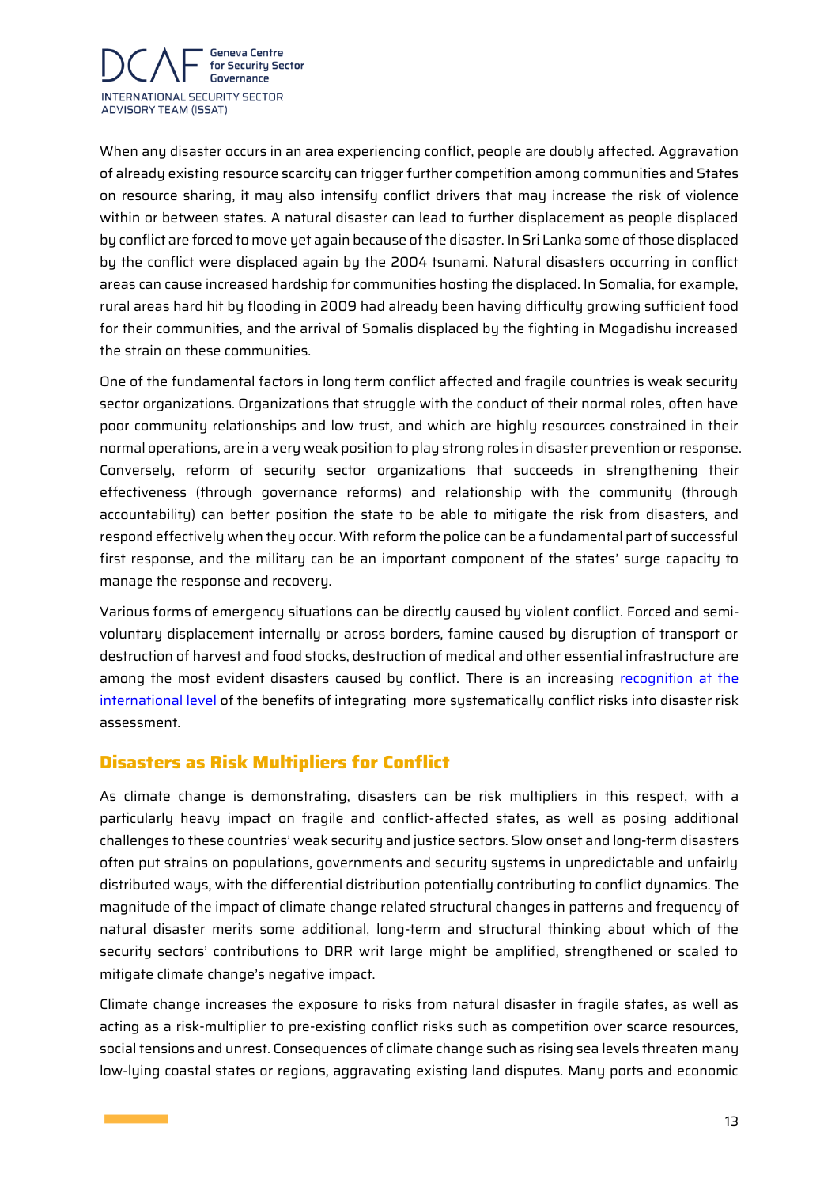When any disaster occurs in an area experiencing conflict, people are doubly affected. Aggravation of already existing resource scarcity can trigger further competition among communities and States on resource sharing, it may also intensify conflict drivers that may increase the risk of violence within or between states. A natural disaster can lead to further displacement as people displaced by conflict are forced to move yet again because of the disaster. In Sri Lanka some of those displaced by the conflict were displaced again by the 2004 tsunami. Natural disasters occurring in conflict areas can cause increased hardship for communities hosting the displaced. In Somalia, for example, rural areas hard hit by flooding in 2009 had already been having difficulty growing sufficient food for their communities, and the arrival of Somalis displaced by the fighting in Mogadishu increased the strain on these communities.

One of the fundamental factors in long term conflict affected and fragile countries is weak security sector organizations. Organizations that struggle with the conduct of their normal roles, often have poor community relationships and low trust, and which are highly resources constrained in their normal operations, are in a very weak position to play strong roles in disaster prevention or response. Conversely, reform of security sector organizations that succeeds in strengthening their effectiveness (through governance reforms) and relationship with the community (through accountability) can better position the state to be able to mitigate the risk from disasters, and respond effectively when they occur. With reform the police can be a fundamental part of successful first response, and the military can be an important component of the states' surge capacity to manage the response and recovery.

Various forms of emergency situations can be directly caused by violent conflict. Forced and semi-voluntary displacement internally or across borders, famine caused by disruption of transport or destruction of harvest and food stocks, destruction of medical and other essential infrastructure are among the most evident disasters caused by conflict. There is an increasing recognition at the international level of the benefits of integrating more systematically conflict risks into disaster risk assessment.

## Disasters as Risk Multipliers for Conflict

As climate change is demonstrating, disasters can be risk multipliers in this respect, with a particularly heavy impact on fragile and conflict-affected states, as well as posing additional challenges to these countries' weak security and justice sectors. Slow onset and long-term disasters often put strains on populations, governments and security systems in unpredictable and unfairly distributed ways, with the differential distribution potentially contributing to conflict dynamics. The magnitude of the impact of climate change related structural changes in patterns and frequency of natural disaster merits some additional, long-term and structural thinking about which of the security sectors' contributions to DRR writ large might be amplified, strengthened or scaled to mitigate climate change's negative impact.

Climate change increases the exposure to risks from natural disaster in fragile states, as well as acting as a risk-multiplier to pre-existing conflict risks such as competition over scarce resources, social tensions and unrest. Consequences of climate change such as rising sea levels threaten many low-lying coastal states or regions, aggravating existing land disputes. Many ports and economic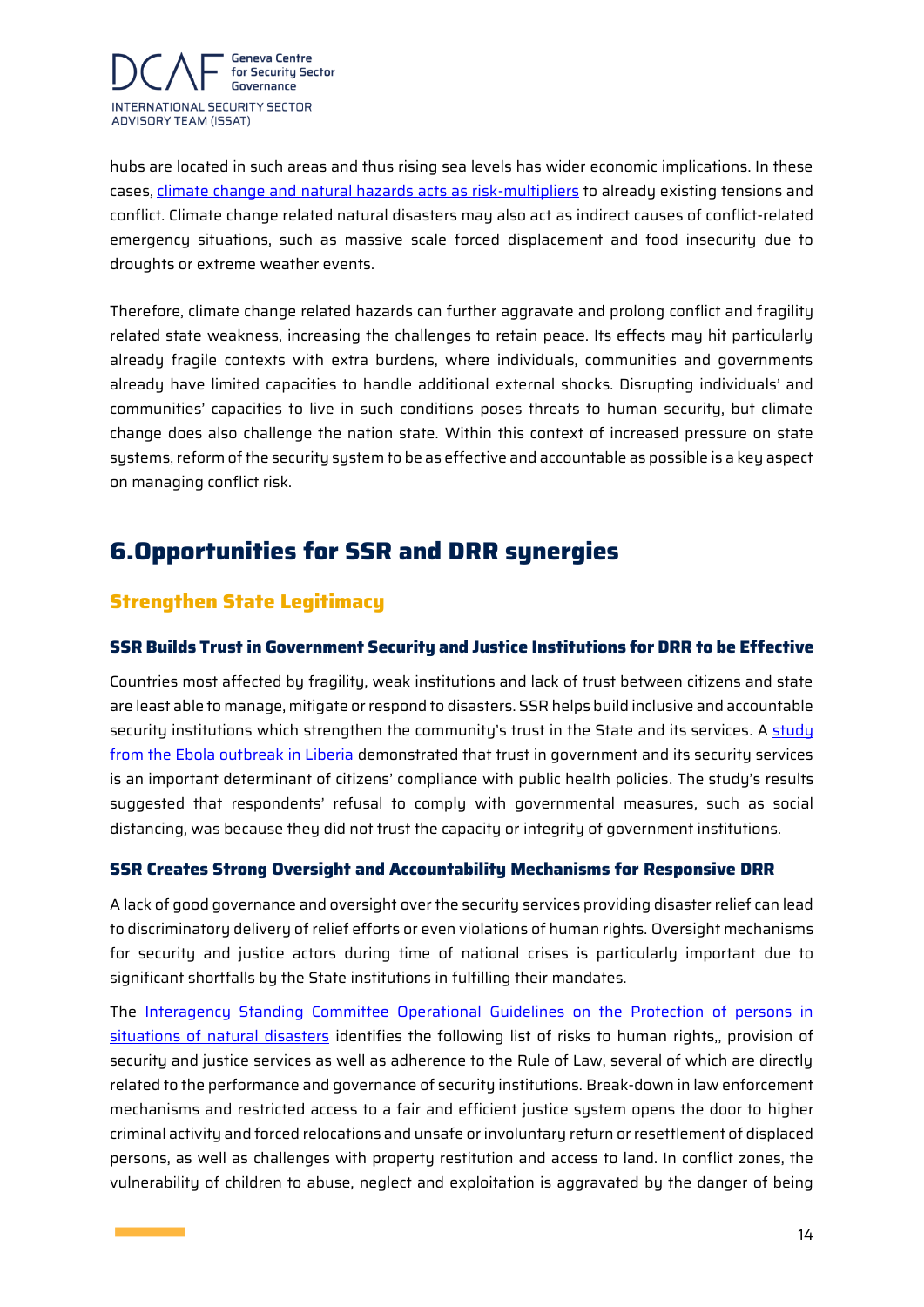hubs are located in such areas and thus rising sea levels has wider economic implications. In these cases, [climate change and natural hazards acts as risk-multipliers] to already existing tensions and conflict. Climate change related natural disasters may also act as indirect causes of conflict-related emergency situations, such as massive scale forced displacement and food insecurity due to droughts or extreme weather events.

Therefore, climate change related hazards can further aggravate and prolong conflict and fragility related state weakness, increasing the challenges to retain peace. Its effects may hit particularly already fragile contexts with extra burdens, where individuals, communities and governments already have limited capacities to handle additional external shocks. Disrupting individuals' and communities' capacities to live in such conditions poses threats to human security, but climate change does also challenge the nation state. Within this context of increased pressure on state systems, reform of the security system to be as effective and accountable as possible is a key aspect on managing conflict risk.

# 6.Opportunities for SSR and DRR synergies

## Strengthen State Legitimacy

### SSR Builds Trust in Government Security and Justice Institutions for DRR to be Effective

Countries most affected by fragility, weak institutions and lack of trust between citizens and state are least able to manage, mitigate or respond to disasters. SSR helps build inclusive and accountable security institutions which strengthen the community's trust in the State and its services. A [study from the Ebola outbreak in Liberia] demonstrated that trust in government and its security services is an important determinant of citizens' compliance with public health policies. The study's results suggested that respondents' refusal to comply with governmental measures, such as social distancing, was because they did not trust the capacity or integrity of government institutions.

### SSR Creates Strong Oversight and Accountability Mechanisms for Responsive DRR

A lack of good governance and oversight over the security services providing disaster relief can lead to discriminatory delivery of relief efforts or even violations of human rights. Oversight mechanisms for security and justice actors during time of national crises is particularly important due to significant shortfalls by the State institutions in fulfilling their mandates.

The [Interagency Standing Committee Operational Guidelines on the Protection of persons in situations of natural disasters] identifies the following list of risks to human rights,, provision of security and justice services as well as adherence to the Rule of Law, several of which are directly related to the performance and governance of security institutions. Break-down in law enforcement mechanisms and restricted access to a fair and efficient justice system opens the door to higher criminal activity and forced relocations and unsafe or involuntary return or resettlement of displaced persons, as well as challenges with property restitution and access to land. In conflict zones, the vulnerability of children to abuse, neglect and exploitation is aggravated by the danger of being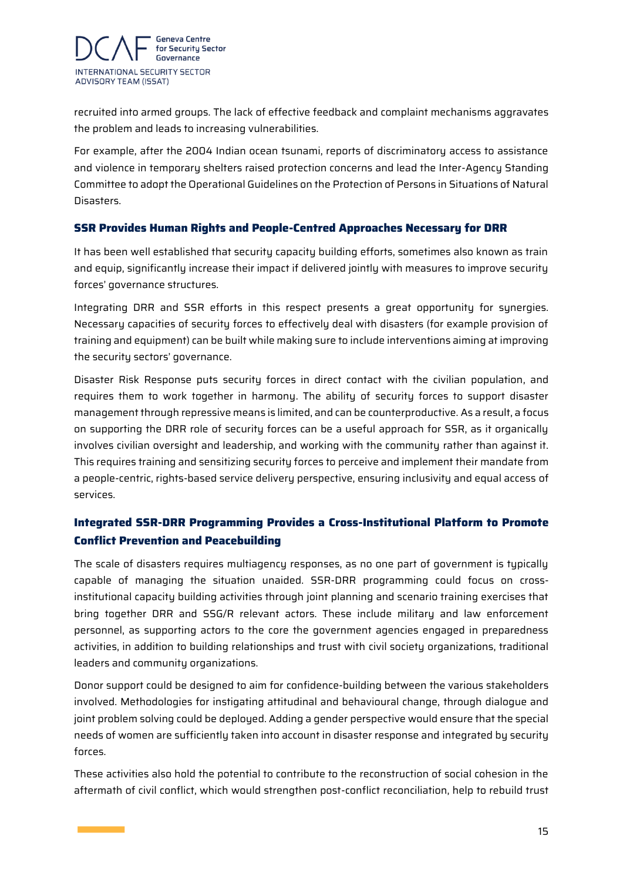recruited into armed groups. The lack of effective feedback and complaint mechanisms aggravates the problem and leads to increasing vulnerabilities.

For example, after the 2004 Indian ocean tsunami, reports of discriminatory access to assistance and violence in temporary shelters raised protection concerns and lead the Inter-Agency Standing Committee to adopt the Operational Guidelines on the Protection of Persons in Situations of Natural Disasters.

### SSR Provides Human Rights and People-Centred Approaches Necessary for DRR

It has been well established that security capacity building efforts, sometimes also known as train and equip, significantly increase their impact if delivered jointly with measures to improve security forces' governance structures.

Integrating DRR and SSR efforts in this respect presents a great opportunity for synergies. Necessary capacities of security forces to effectively deal with disasters (for example provision of training and equipment) can be built while making sure to include interventions aiming at improving the security sectors' governance.

Disaster Risk Response puts security forces in direct contact with the civilian population, and requires them to work together in harmony. The ability of security forces to support disaster management through repressive means is limited, and can be counterproductive. As a result, a focus on supporting the DRR role of security forces can be a useful approach for SSR, as it organically involves civilian oversight and leadership, and working with the community rather than against it. This requires training and sensitizing security forces to perceive and implement their mandate from a people-centric, rights-based service delivery perspective, ensuring inclusivity and equal access of services.

### Integrated SSR-DRR Programming Provides a Cross-Institutional Platform to Promote Conflict Prevention and Peacebuilding

The scale of disasters requires multiagency responses, as no one part of government is typically capable of managing the situation unaided. SSR-DRR programming could focus on cross-institutional capacity building activities through joint planning and scenario training exercises that bring together DRR and SSG/R relevant actors. These include military and law enforcement personnel, as supporting actors to the core the government agencies engaged in preparedness activities, in addition to building relationships and trust with civil society organizations, traditional leaders and community organizations.

Donor support could be designed to aim for confidence-building between the various stakeholders involved. Methodologies for instigating attitudinal and behavioural change, through dialogue and joint problem solving could be deployed. Adding a gender perspective would ensure that the special needs of women are sufficiently taken into account in disaster response and integrated by security forces.

These activities also hold the potential to contribute to the reconstruction of social cohesion in the aftermath of civil conflict, which would strengthen post-conflict reconciliation, help to rebuild trust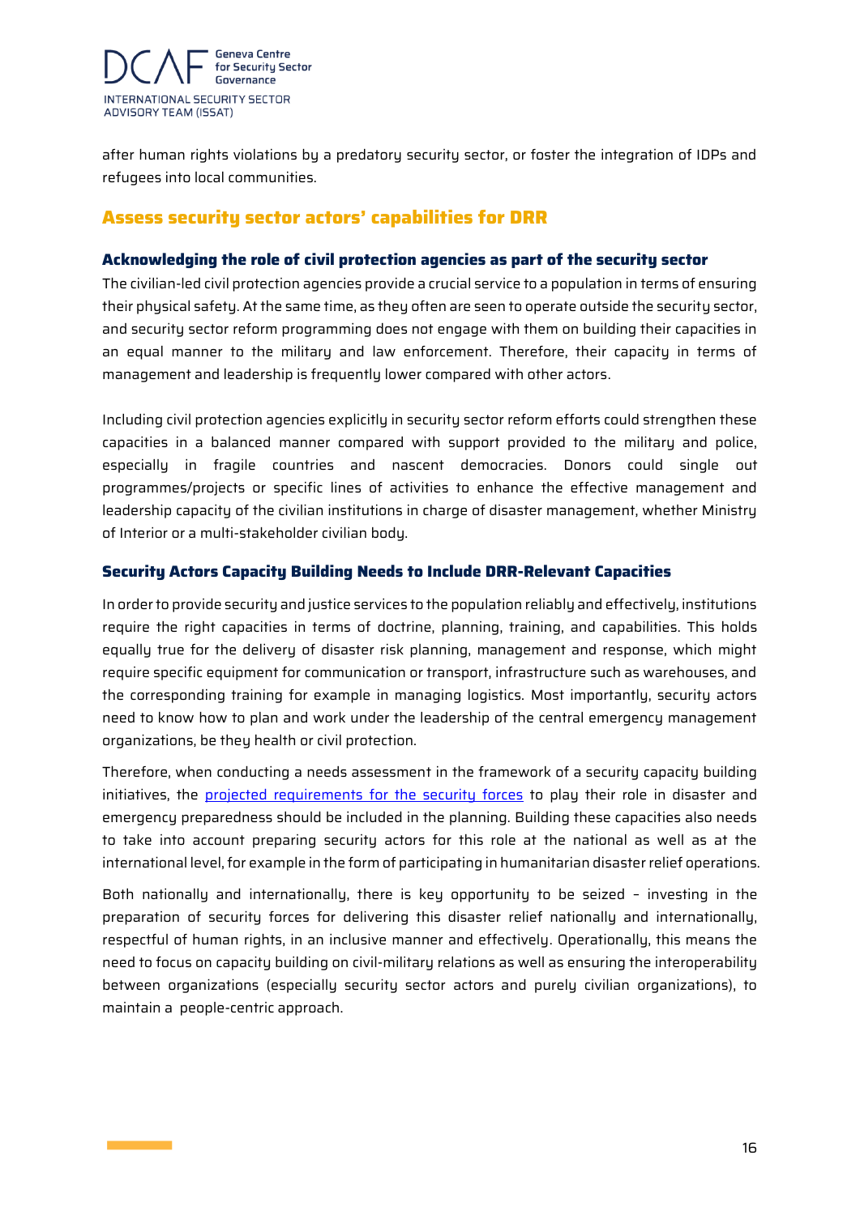after human rights violations by a predatory security sector, or foster the integration of IDPs and refugees into local communities.

## Assess security sector actors' capabilities for DRR

### Acknowledging the role of civil protection agencies as part of the security sector

The civilian-led civil protection agencies provide a crucial service to a population in terms of ensuring their physical safety. At the same time, as they often are seen to operate outside the security sector, and security sector reform programming does not engage with them on building their capacities in an equal manner to the military and law enforcement. Therefore, their capacity in terms of management and leadership is frequently lower compared with other actors.

Including civil protection agencies explicitly in security sector reform efforts could strengthen these capacities in a balanced manner compared with support provided to the military and police, especially in fragile countries and nascent democracies. Donors could single out programmes/projects or specific lines of activities to enhance the effective management and leadership capacity of the civilian institutions in charge of disaster management, whether Ministry of Interior or a multi-stakeholder civilian body.

### Security Actors Capacity Building Needs to Include DRR-Relevant Capacities

In order to provide security and justice services to the population reliably and effectively, institutions require the right capacities in terms of doctrine, planning, training, and capabilities. This holds equally true for the delivery of disaster risk planning, management and response, which might require specific equipment for communication or transport, infrastructure such as warehouses, and the corresponding training for example in managing logistics. Most importantly, security actors need to know how to plan and work under the leadership of the central emergency management organizations, be they health or civil protection.

Therefore, when conducting a needs assessment in the framework of a security capacity building initiatives, the projected requirements for the security forces to play their role in disaster and emergency preparedness should be included in the planning. Building these capacities also needs to take into account preparing security actors for this role at the national as well as at the international level, for example in the form of participating in humanitarian disaster relief operations.

Both nationally and internationally, there is key opportunity to be seized – investing in the preparation of security forces for delivering this disaster relief nationally and internationally, respectful of human rights, in an inclusive manner and effectively. Operationally, this means the need to focus on capacity building on civil-military relations as well as ensuring the interoperability between organizations (especially security sector actors and purely civilian organizations), to maintain a people-centric approach.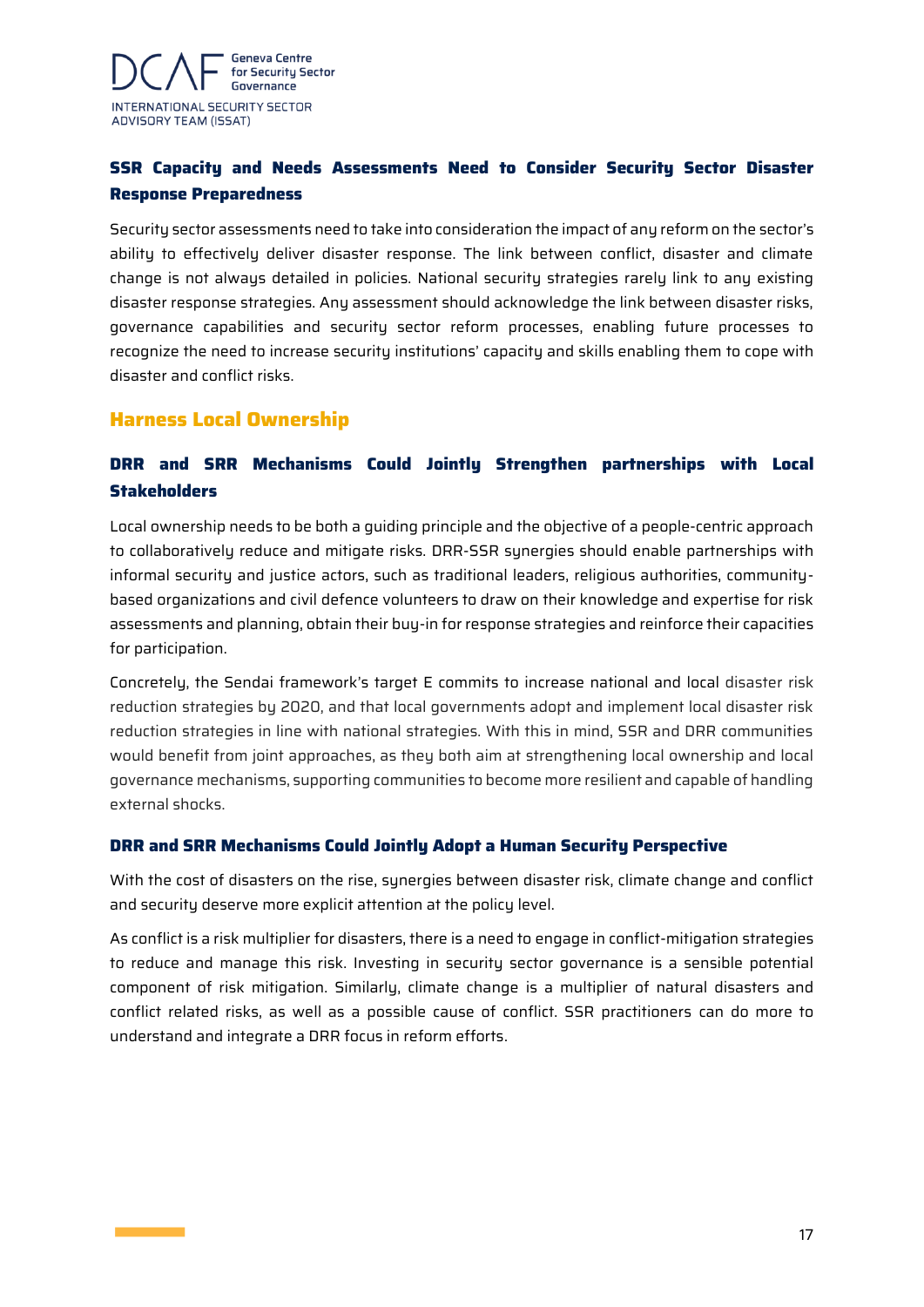### SSR Capacity and Needs Assessments Need to Consider Security Sector Disaster Response Preparedness

Security sector assessments need to take into consideration the impact of any reform on the sector's ability to effectively deliver disaster response. The link between conflict, disaster and climate change is not always detailed in policies. National security strategies rarely link to any existing disaster response strategies. Any assessment should acknowledge the link between disaster risks, governance capabilities and security sector reform processes, enabling future processes to recognize the need to increase security institutions' capacity and skills enabling them to cope with disaster and conflict risks.

## Harness Local Ownership

### DRR and SRR Mechanisms Could Jointly Strengthen partnerships with Local Stakeholders

Local ownership needs to be both a guiding principle and the objective of a people-centric approach to collaboratively reduce and mitigate risks. DRR-SSR synergies should enable partnerships with informal security and justice actors, such as traditional leaders, religious authorities, community-based organizations and civil defence volunteers to draw on their knowledge and expertise for risk assessments and planning, obtain their buy-in for response strategies and reinforce their capacities for participation.

Concretely, the Sendai framework's target E commits to increase national and local disaster risk reduction strategies by 2020, and that local governments adopt and implement local disaster risk reduction strategies in line with national strategies. With this in mind, SSR and DRR communities would benefit from joint approaches, as they both aim at strengthening local ownership and local governance mechanisms, supporting communities to become more resilient and capable of handling external shocks.

### DRR and SRR Mechanisms Could Jointly Adopt a Human Security Perspective

With the cost of disasters on the rise, synergies between disaster risk, climate change and conflict and security deserve more explicit attention at the policy level.

As conflict is a risk multiplier for disasters, there is a need to engage in conflict-mitigation strategies to reduce and manage this risk. Investing in security sector governance is a sensible potential component of risk mitigation. Similarly, climate change is a multiplier of natural disasters and conflict related risks, as well as a possible cause of conflict. SSR practitioners can do more to understand and integrate a DRR focus in reform efforts.